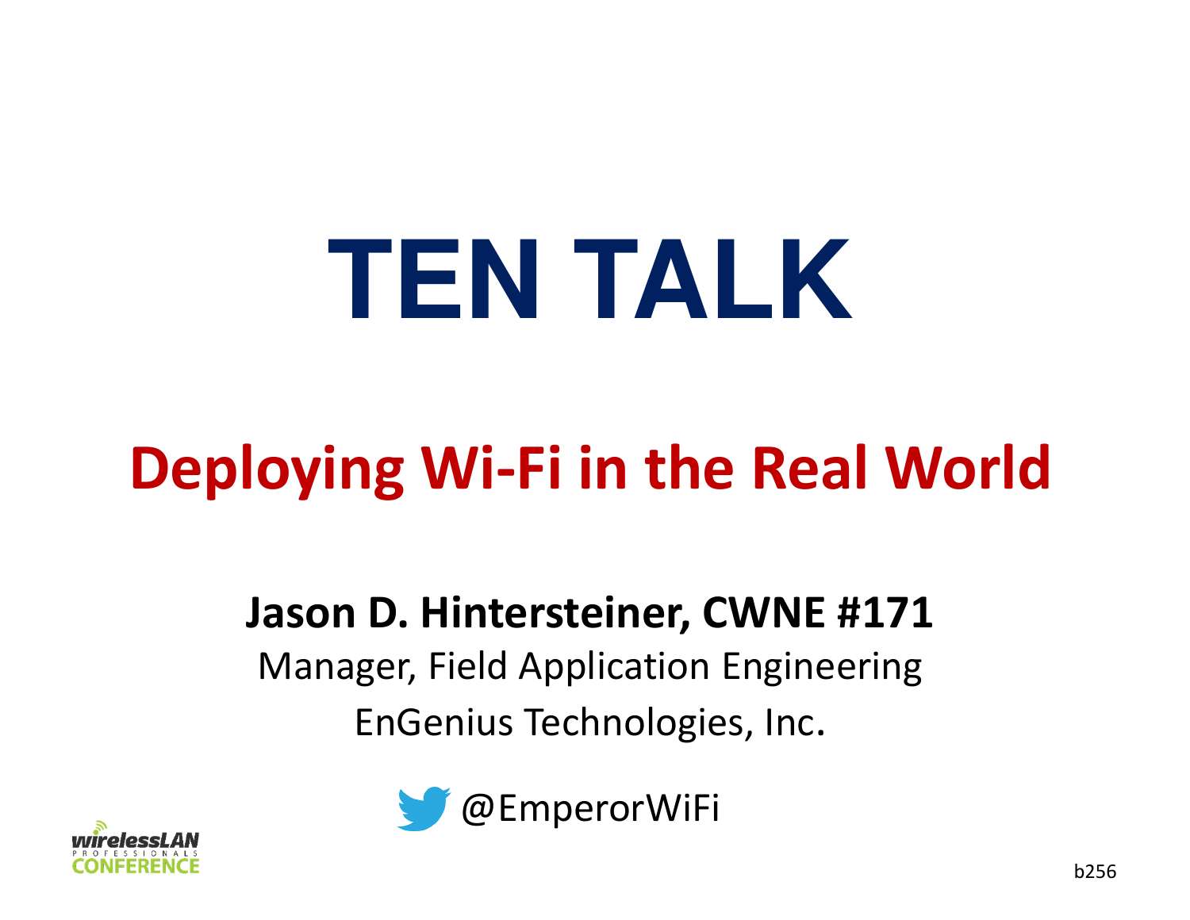# TEN TALK

## Deploying Wi-Fi in the Real World

**Jason D. Hintersteiner, CWNE #171**

Manager, Field Application Engineering

EnGenius Technologies, Inc.

@EmperorWiFi

b256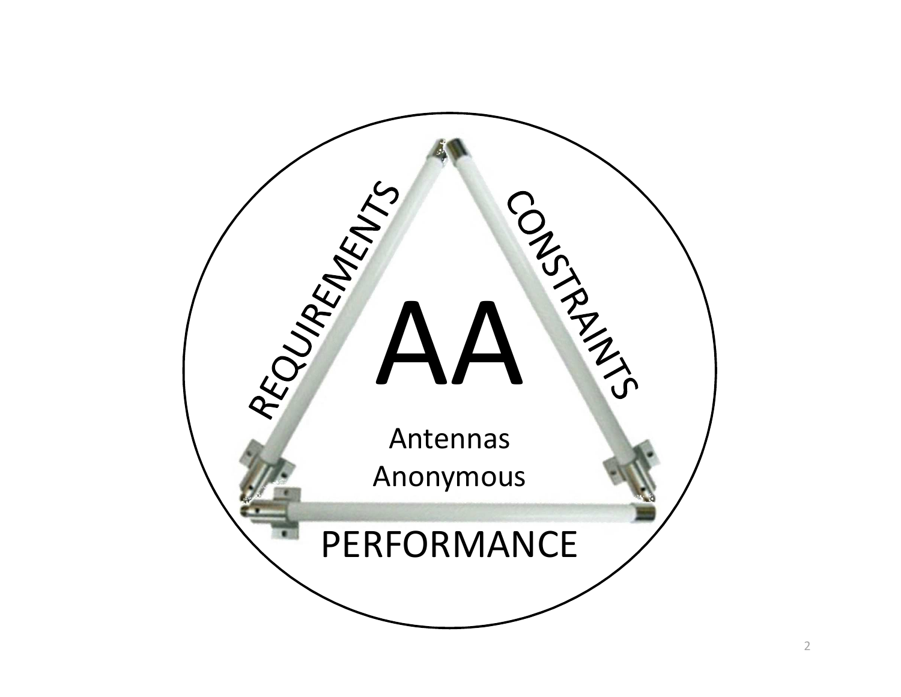REQUIREMENTS

CONSTRAINTS

PERFORMANCE

AA

Antennas
Anonymous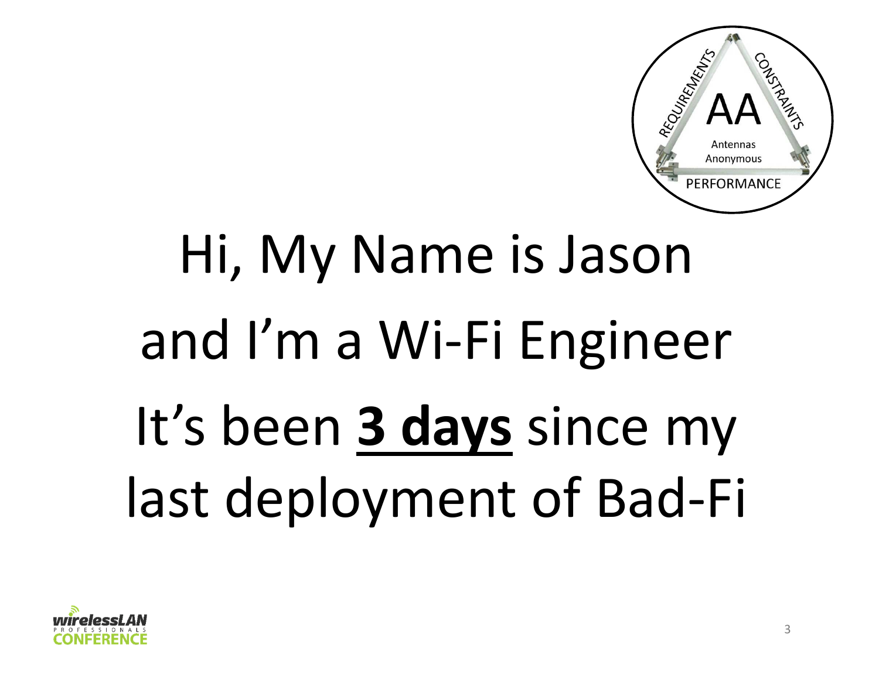Hi, My Name is Jason

and I'm a Wi-Fi Engineer

It's been **<u>3 days</u>** since my last deployment of Bad-Fi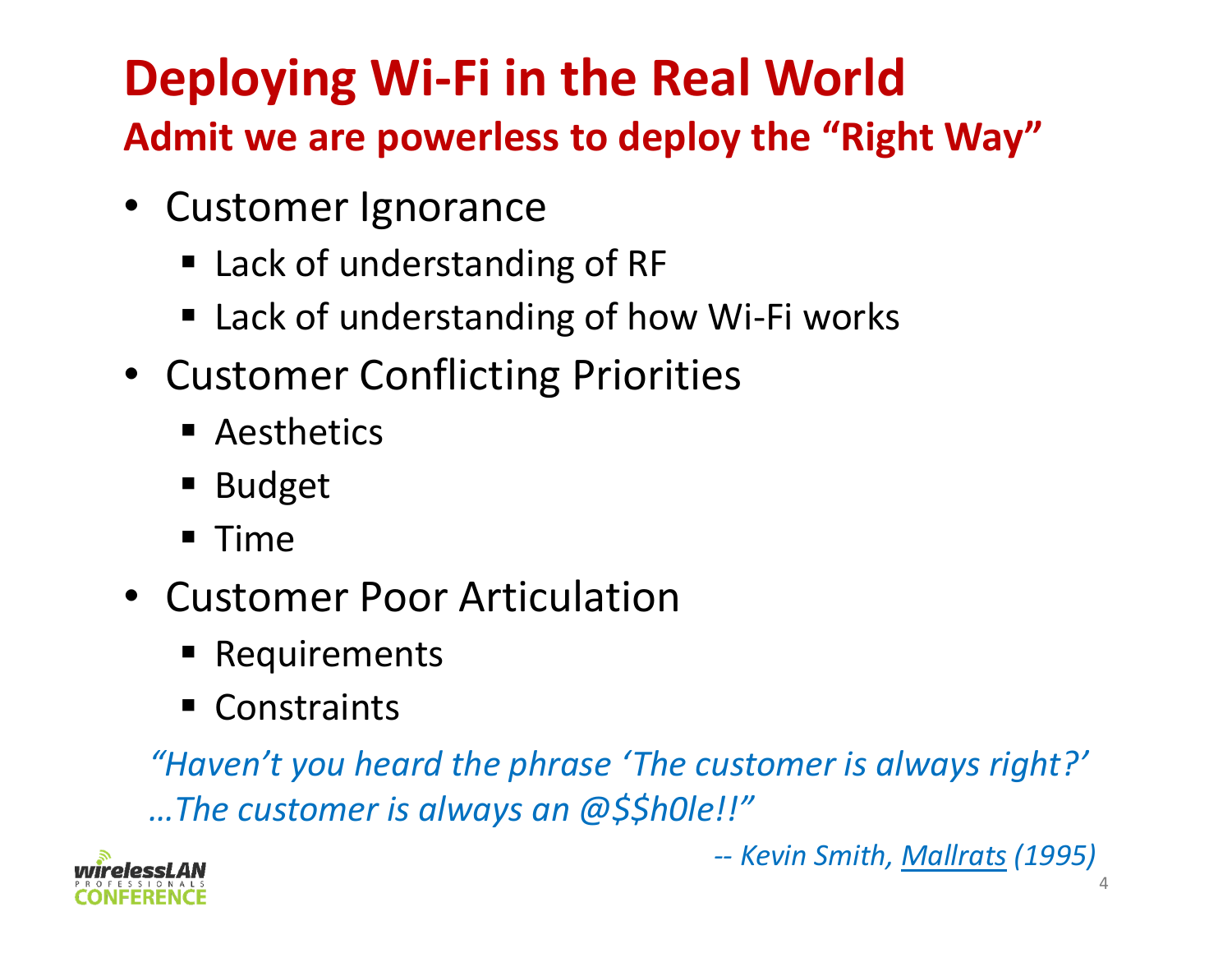# Deploying Wi-Fi in the Real World

## Admit we are powerless to deploy the "Right Way"

- Customer Ignorance
  - Lack of understanding of RF
  - Lack of understanding of how Wi-Fi works
- Customer Conflicting Priorities
  - Aesthetics
  - Budget
  - Time
- Customer Poor Articulation
  - Requirements
  - Constraints

*"Haven't you heard the phrase 'The customer is always right?' …The customer is always an @$$h0le!!"*

*-- Kevin Smith, Mallrats (1995)*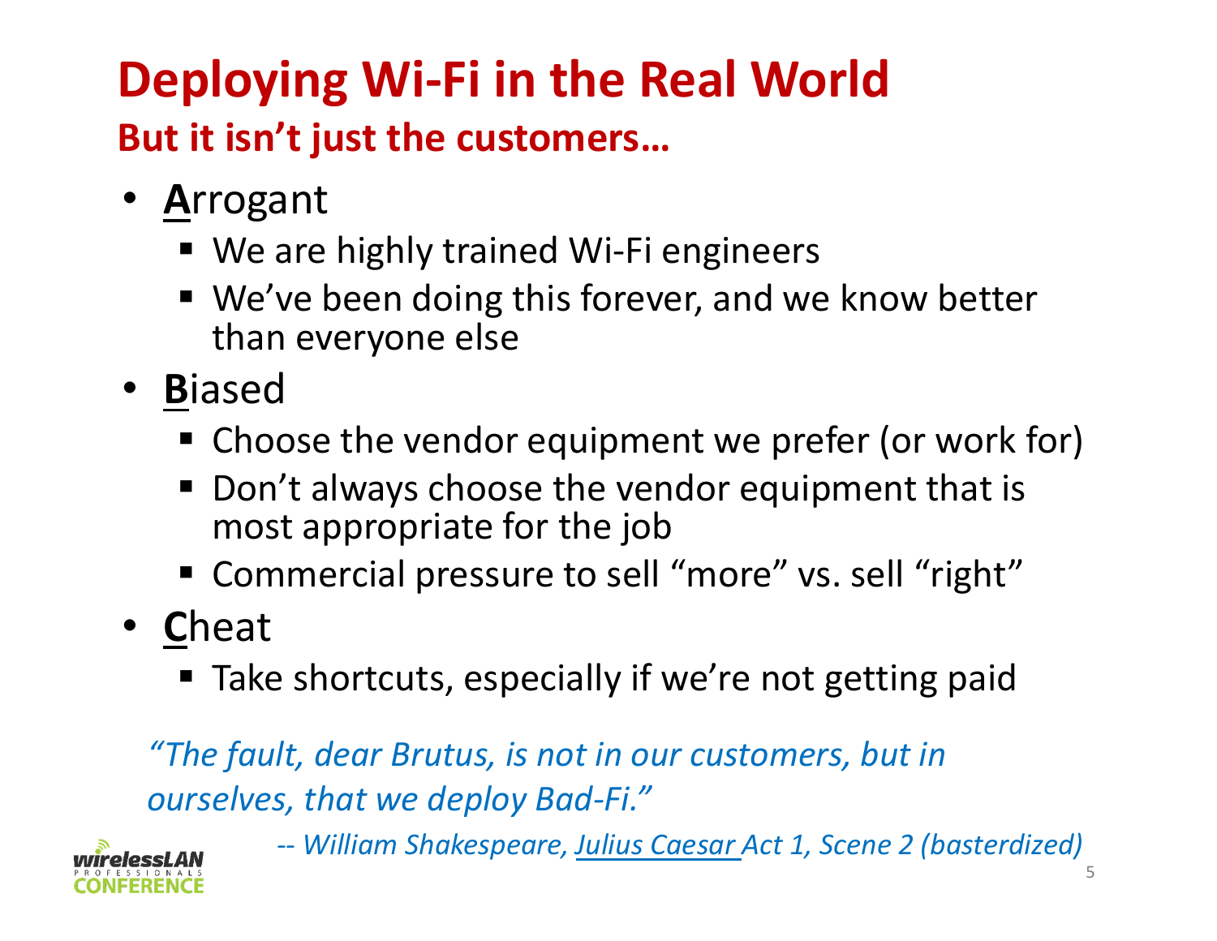# Deploying Wi-Fi in the Real World

## But it isn't just the customers…

- **A**rrogant
  - We are highly trained Wi-Fi engineers
  - We've been doing this forever, and we know better than everyone else
- **B**iased
  - Choose the vendor equipment we prefer (or work for)
  - Don't always choose the vendor equipment that is most appropriate for the job
  - Commercial pressure to sell "more" vs. sell "right"
- **C**heat
  - Take shortcuts, especially if we're not getting paid

*"The fault, dear Brutus, is not in our customers, but in ourselves, that we deploy Bad-Fi."*

*-- William Shakespeare, Julius Caesar Act 1, Scene 2 (basterdized)*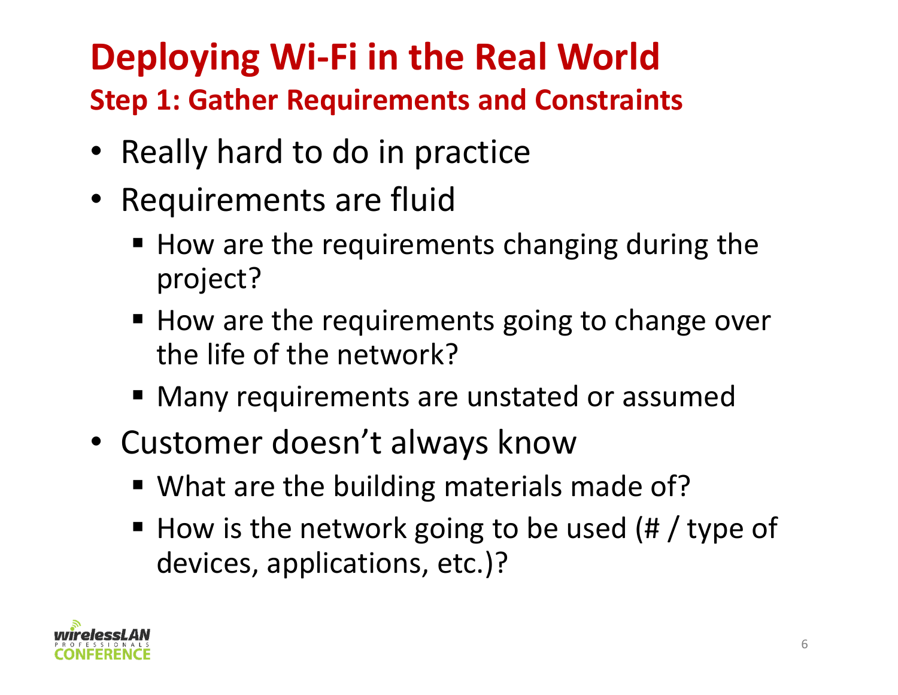# Deploying Wi-Fi in the Real World

## Step 1: Gather Requirements and Constraints

- Really hard to do in practice
- Requirements are fluid
  - How are the requirements changing during the project?
  - How are the requirements going to change over the life of the network?
  - Many requirements are unstated or assumed
- Customer doesn't always know
  - What are the building materials made of?
  - How is the network going to be used (# / type of devices, applications, etc.)?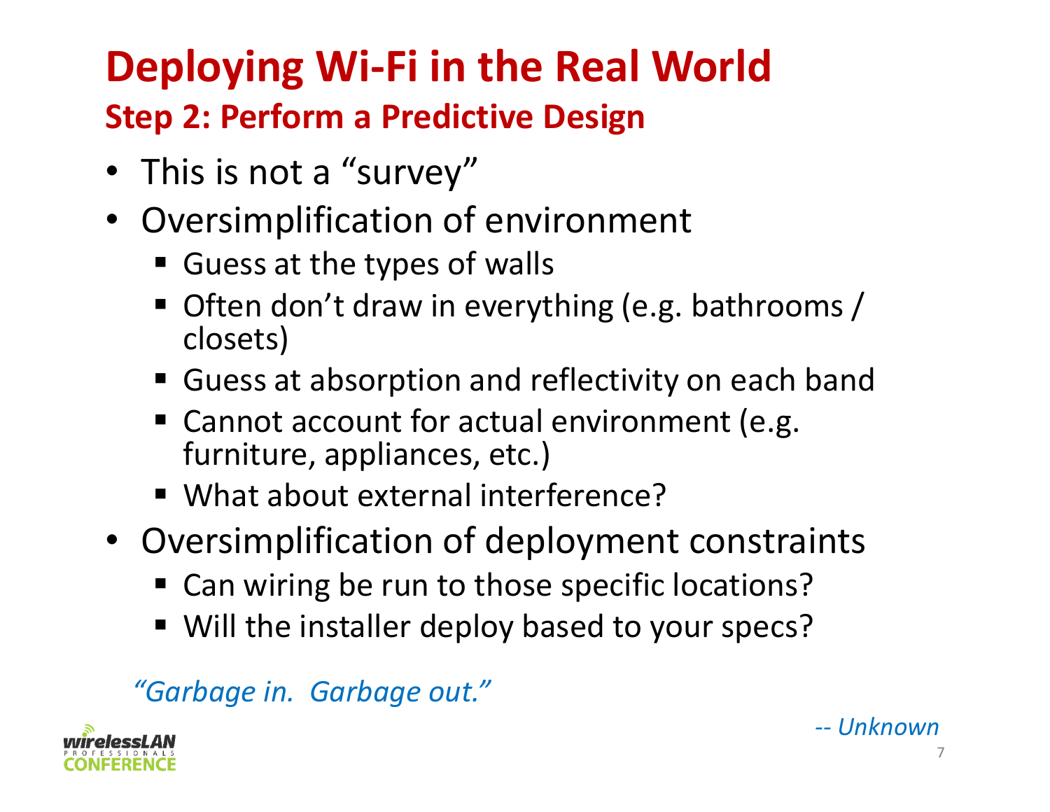# Deploying Wi-Fi in the Real World

## Step 2: Perform a Predictive Design

- This is not a “survey”
- Oversimplification of environment
  - Guess at the types of walls
  - Often don’t draw in everything (e.g. bathrooms / closets)
  - Guess at absorption and reflectivity on each band
  - Cannot account for actual environment (e.g. furniture, appliances, etc.)
  - What about external interference?
- Oversimplification of deployment constraints
  - Can wiring be run to those specific locations?
  - Will the installer deploy based to your specs?

*“Garbage in. Garbage out.”*

*-- Unknown*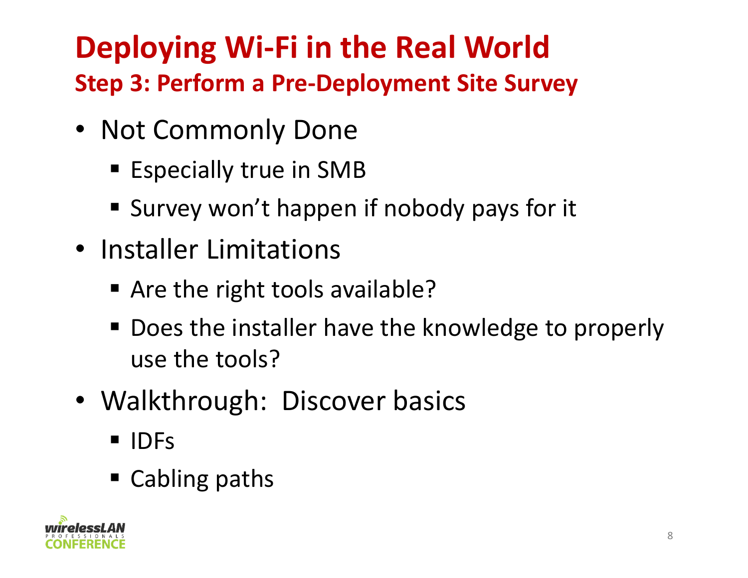# Deploying Wi-Fi in the Real World

## Step 3: Perform a Pre-Deployment Site Survey

- Not Commonly Done
  - Especially true in SMB
  - Survey won't happen if nobody pays for it
- Installer Limitations
  - Are the right tools available?
  - Does the installer have the knowledge to properly use the tools?
- Walkthrough: Discover basics
  - IDFs
  - Cabling paths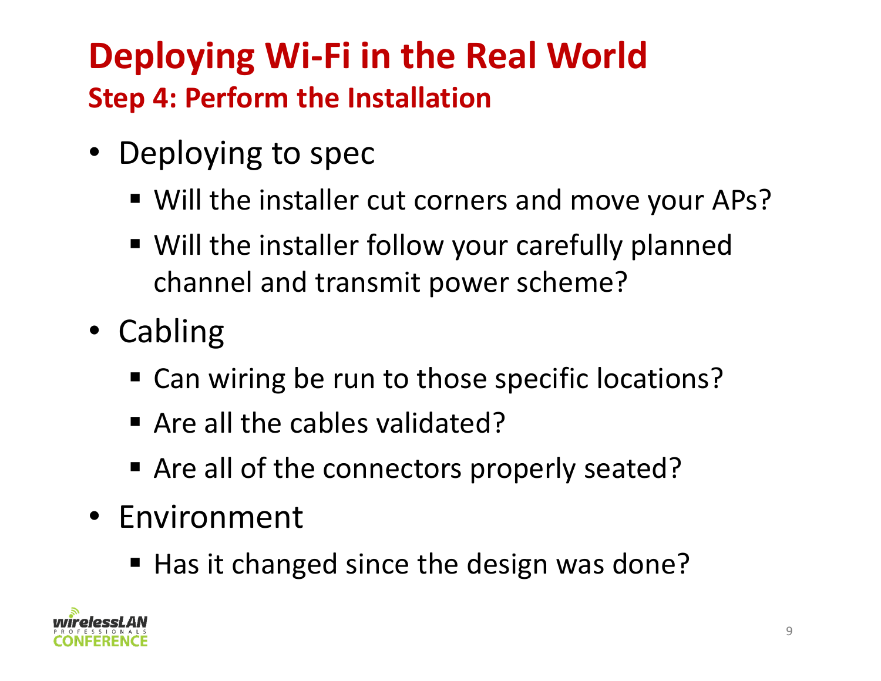# Deploying Wi-Fi in the Real World

## Step 4: Perform the Installation

- Deploying to spec
  - Will the installer cut corners and move your APs?
  - Will the installer follow your carefully planned channel and transmit power scheme?
- Cabling
  - Can wiring be run to those specific locations?
  - Are all the cables validated?
  - Are all of the connectors properly seated?
- Environment
  - Has it changed since the design was done?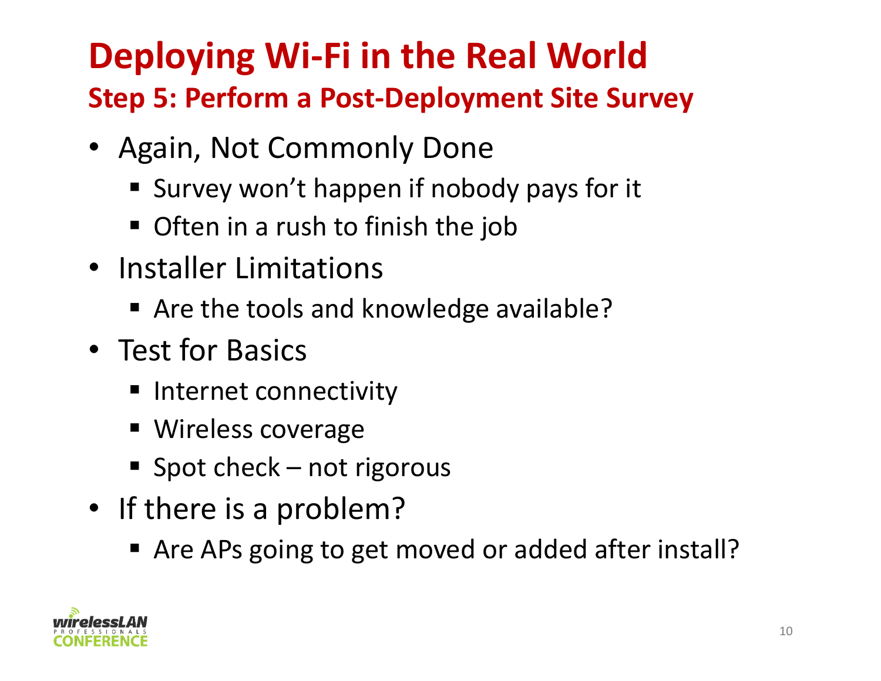# Deploying Wi-Fi in the Real World

## Step 5: Perform a Post-Deployment Site Survey

- Again, Not Commonly Done
  - Survey won't happen if nobody pays for it
  - Often in a rush to finish the job
- Installer Limitations
  - Are the tools and knowledge available?
- Test for Basics
  - Internet connectivity
  - Wireless coverage
  - Spot check – not rigorous
- If there is a problem?
  - Are APs going to get moved or added after install?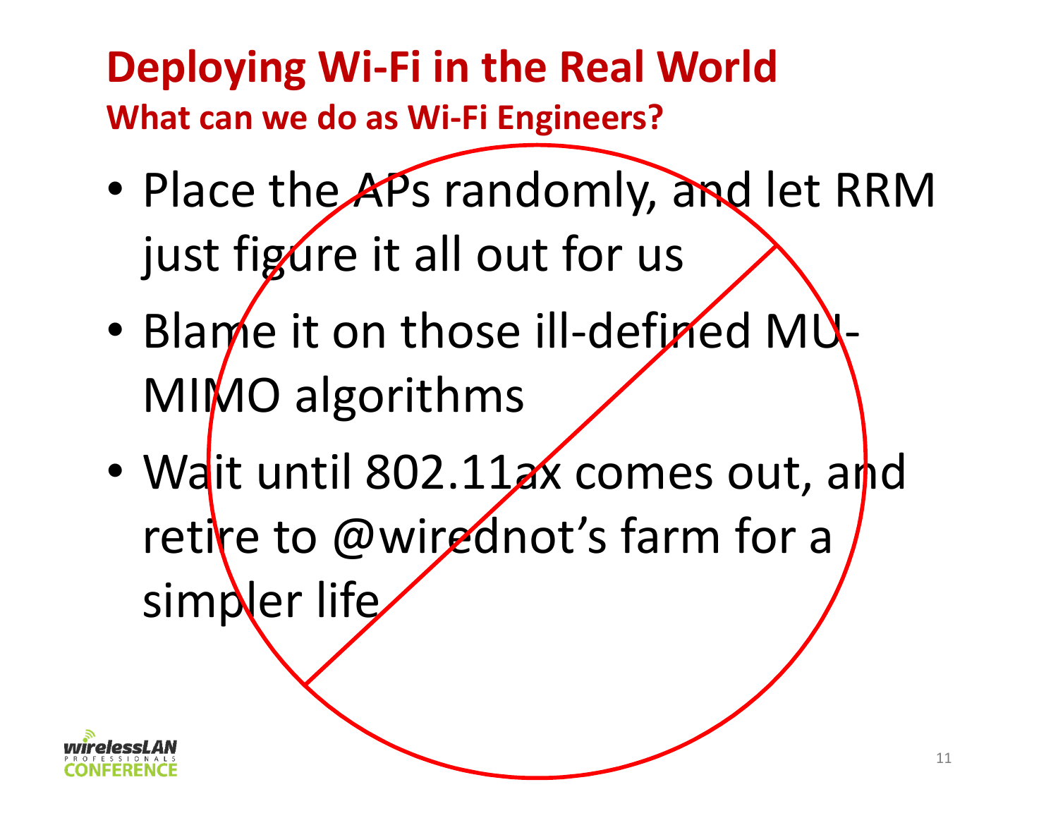# Deploying Wi-Fi in the Real World

## What can we do as Wi-Fi Engineers?

- Place the APs randomly, and let RRM just figure it all out for us
- Blame it on those ill-defined MU-MIMO algorithms
- Wait until 802.11ax comes out, and retire to @wirednot's farm for a simpler life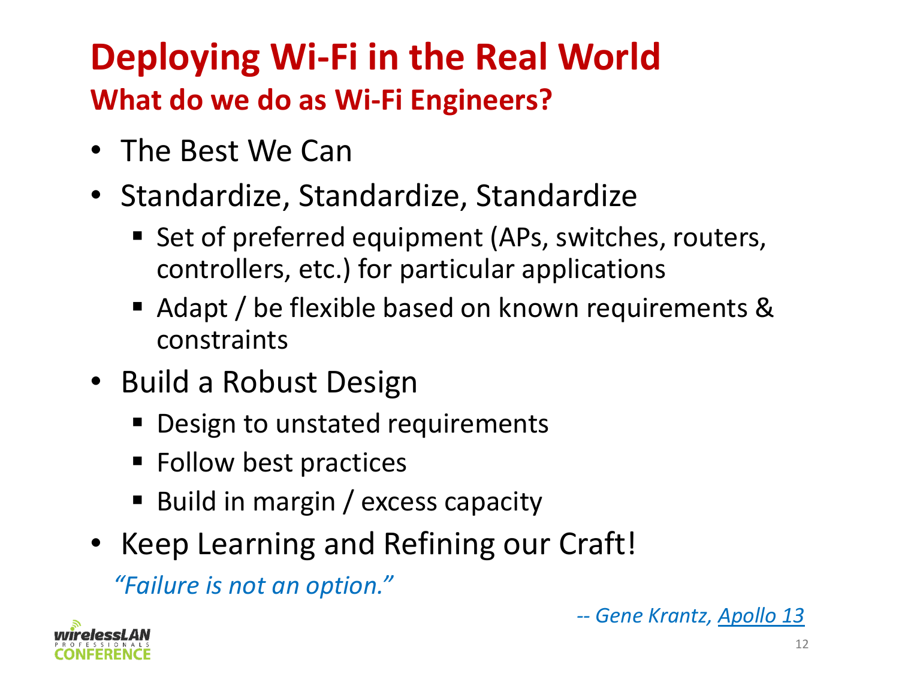# Deploying Wi-Fi in the Real World

## What do we do as Wi-Fi Engineers?

- The Best We Can
- Standardize, Standardize, Standardize
  - Set of preferred equipment (APs, switches, routers, controllers, etc.) for particular applications
  - Adapt / be flexible based on known requirements & constraints
- Build a Robust Design
  - Design to unstated requirements
  - Follow best practices
  - Build in margin / excess capacity
- Keep Learning and Refining our Craft!

*"Failure is not an option."*

*-- Gene Krantz, Apollo 13*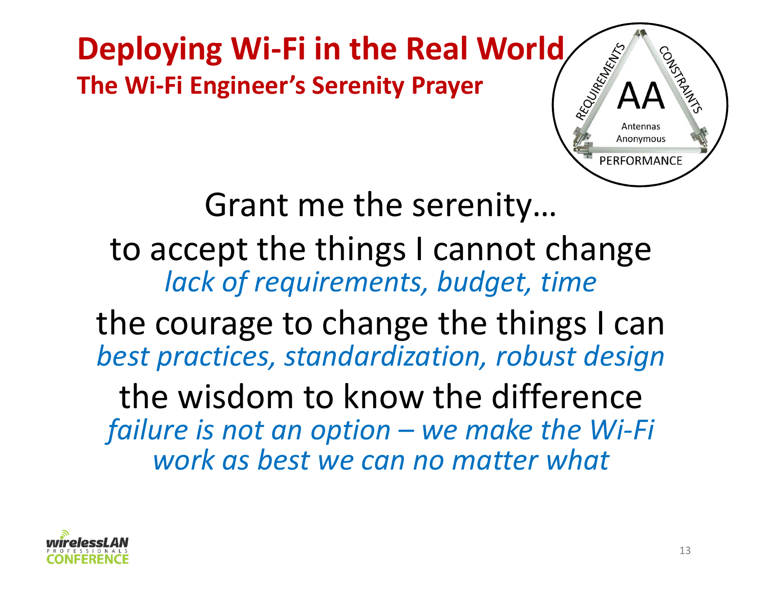# Deploying Wi-Fi in the Real World

## The Wi-Fi Engineer's Serenity Prayer

REQUIREMENTS

CONSTRAINTS

AA

Antennas Anonymous

PERFORMANCE

Grant me the serenity…

to accept the things I cannot change

*lack of requirements, budget, time*

the courage to change the things I can

*best practices, standardization, robust design*

the wisdom to know the difference

*failure is not an option – we make the Wi-Fi work as best we can no matter what*

wirelessLAN PROFESSIONALS CONFERENCE